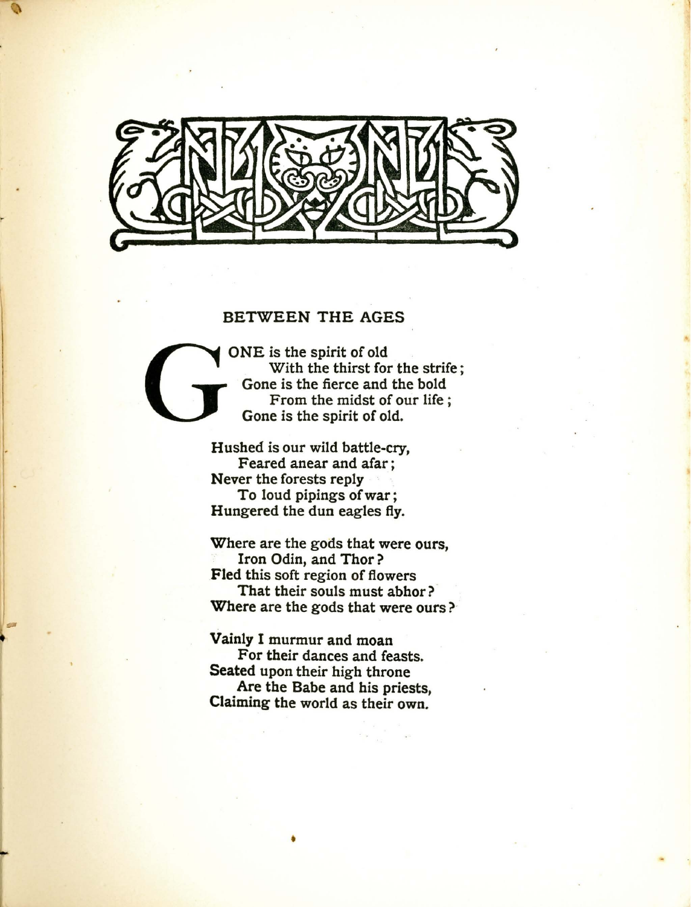## BETWEEN THE AGES

GONE is the spirit of old  
  With the thirst for the strife;  
Gone is the fierce and the bold  
  From the midst of our life;  
Gone is the spirit of old.

Hushed is our wild battle-cry,  
  Feared anear and afar;  
Never the forests reply  
  To loud pipings of war;  
Hungered the dun eagles fly.

Where are the gods that were ours,  
  Iron Odin, and Thor?  
Fled this soft region of flowers  
  That their souls must abhor?  
Where are the gods that were ours?

Vainly I murmur and moan  
  For their dances and feasts.  
Seated upon their high throne  
  Are the Babe and his priests,  
Claiming the world as their own.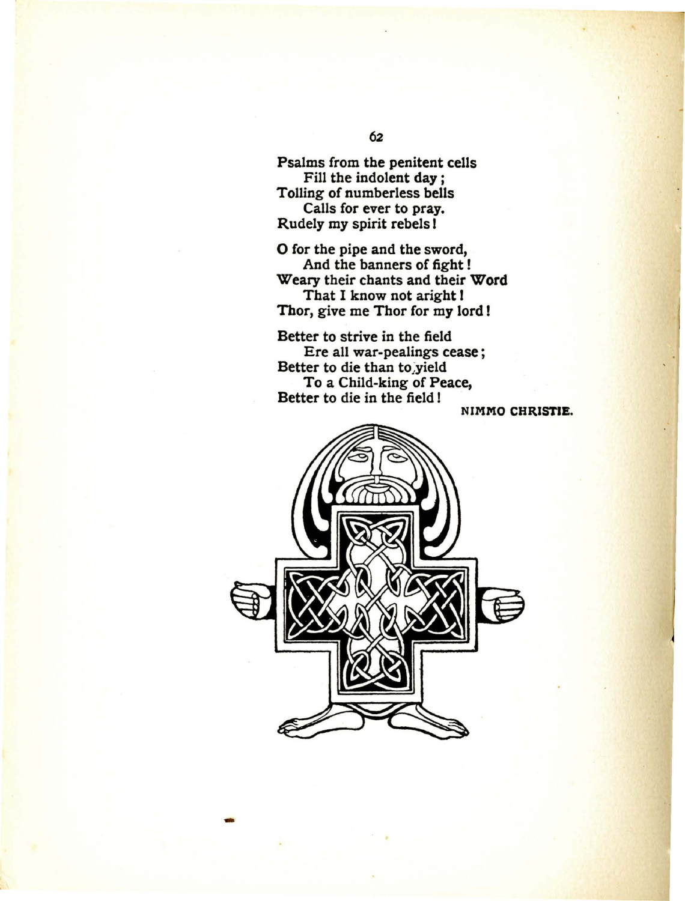Psalms from the penitent cells
    Fill the indolent day;
Tolling of numberless bells
    Calls for ever to pray.
Rudely my spirit rebels!

O for the pipe and the sword,
    And the banners of fight!
Weary their chants and their Word
    That I know not aright!
Thor, give me Thor for my lord!

Better to strive in the field
    Ere all war-pealings cease;
Better to die than to yield
    To a Child-king of Peace,
Better to die in the field!

NIMMO CHRISTIE.